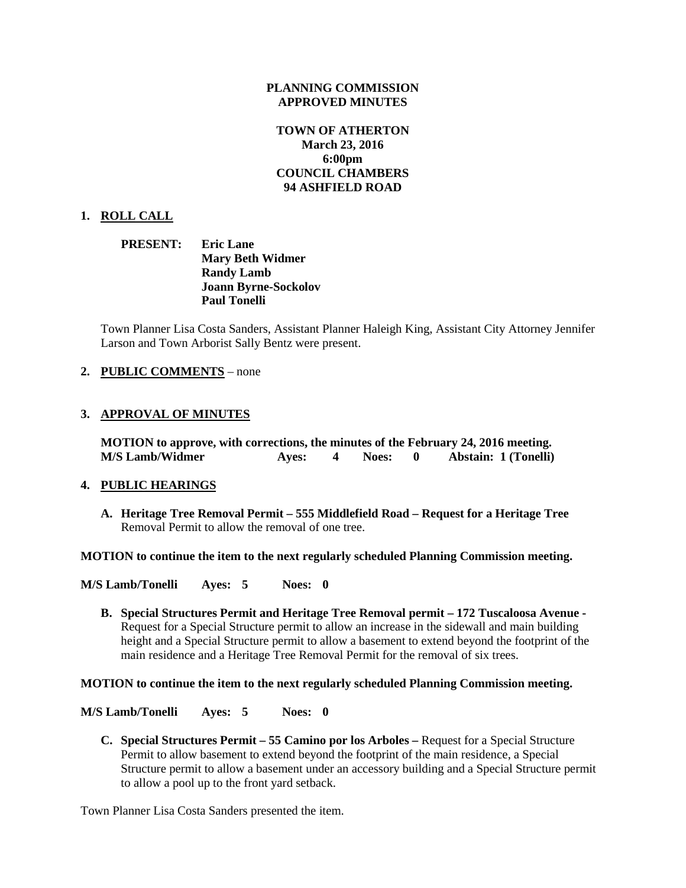**PLANNING COMMISSION**
**APPROVED MINUTES**

**TOWN OF ATHERTON**
**March 23, 2016**
**6:00pm**
**COUNCIL CHAMBERS**
**94 ASHFIELD ROAD**

**1. ROLL CALL**

**PRESENT: Eric Lane**
**Mary Beth Widmer**
**Randy Lamb**
**Joann Byrne-Sockolov**
**Paul Tonelli**

Town Planner Lisa Costa Sanders, Assistant Planner Haleigh King, Assistant City Attorney Jennifer Larson and Town Arborist Sally Bentz were present.

**2. PUBLIC COMMENTS** – none

**3. APPROVAL OF MINUTES**

**MOTION to approve, with corrections, the minutes of the February 24, 2016 meeting.**
**M/S Lamb/Widmer Ayes: 4 Noes: 0 Abstain: 1 (Tonelli)**

**4. PUBLIC HEARINGS**

**A. Heritage Tree Removal Permit – 555 Middlefield Road – Request for a Heritage Tree** Removal Permit to allow the removal of one tree.

**MOTION to continue the item to the next regularly scheduled Planning Commission meeting.**

**M/S Lamb/Tonelli Ayes: 5 Noes: 0**

**B. Special Structures Permit and Heritage Tree Removal permit – 172 Tuscaloosa Avenue -** Request for a Special Structure permit to allow an increase in the sidewall and main building height and a Special Structure permit to allow a basement to extend beyond the footprint of the main residence and a Heritage Tree Removal Permit for the removal of six trees.

**MOTION to continue the item to the next regularly scheduled Planning Commission meeting.**

**M/S Lamb/Tonelli Ayes: 5 Noes: 0**

**C. Special Structures Permit – 55 Camino por los Arboles –** Request for a Special Structure Permit to allow basement to extend beyond the footprint of the main residence, a Special Structure permit to allow a basement under an accessory building and a Special Structure permit to allow a pool up to the front yard setback.

Town Planner Lisa Costa Sanders presented the item.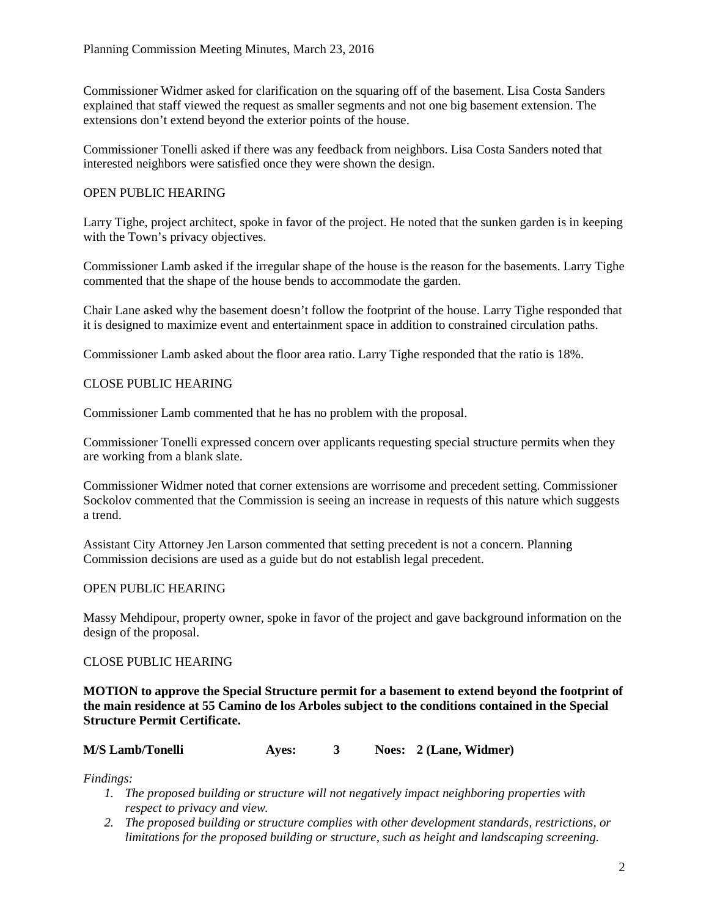Commissioner Widmer asked for clarification on the squaring off of the basement. Lisa Costa Sanders explained that staff viewed the request as smaller segments and not one big basement extension. The extensions don't extend beyond the exterior points of the house.

Commissioner Tonelli asked if there was any feedback from neighbors. Lisa Costa Sanders noted that interested neighbors were satisfied once they were shown the design.

OPEN PUBLIC HEARING

Larry Tighe, project architect, spoke in favor of the project. He noted that the sunken garden is in keeping with the Town's privacy objectives.

Commissioner Lamb asked if the irregular shape of the house is the reason for the basements. Larry Tighe commented that the shape of the house bends to accommodate the garden.

Chair Lane asked why the basement doesn't follow the footprint of the house. Larry Tighe responded that it is designed to maximize event and entertainment space in addition to constrained circulation paths.

Commissioner Lamb asked about the floor area ratio. Larry Tighe responded that the ratio is 18%.

CLOSE PUBLIC HEARING

Commissioner Lamb commented that he has no problem with the proposal.

Commissioner Tonelli expressed concern over applicants requesting special structure permits when they are working from a blank slate.

Commissioner Widmer noted that corner extensions are worrisome and precedent setting. Commissioner Sockolov commented that the Commission is seeing an increase in requests of this nature which suggests a trend.

Assistant City Attorney Jen Larson commented that setting precedent is not a concern. Planning Commission decisions are used as a guide but do not establish legal precedent.

OPEN PUBLIC HEARING

Massy Mehdipour, property owner, spoke in favor of the project and gave background information on the design of the proposal.

CLOSE PUBLIC HEARING

**MOTION to approve the Special Structure permit for a basement to extend beyond the footprint of the main residence at 55 Camino de los Arboles subject to the conditions contained in the Special Structure Permit Certificate.**

**M/S Lamb/Tonelli Ayes: 3 Noes: 2 (Lane, Widmer)**

*Findings:*

1. *The proposed building or structure will not negatively impact neighboring properties with respect to privacy and view.*
2. *The proposed building or structure complies with other development standards, restrictions, or limitations for the proposed building or structure, such as height and landscaping screening.*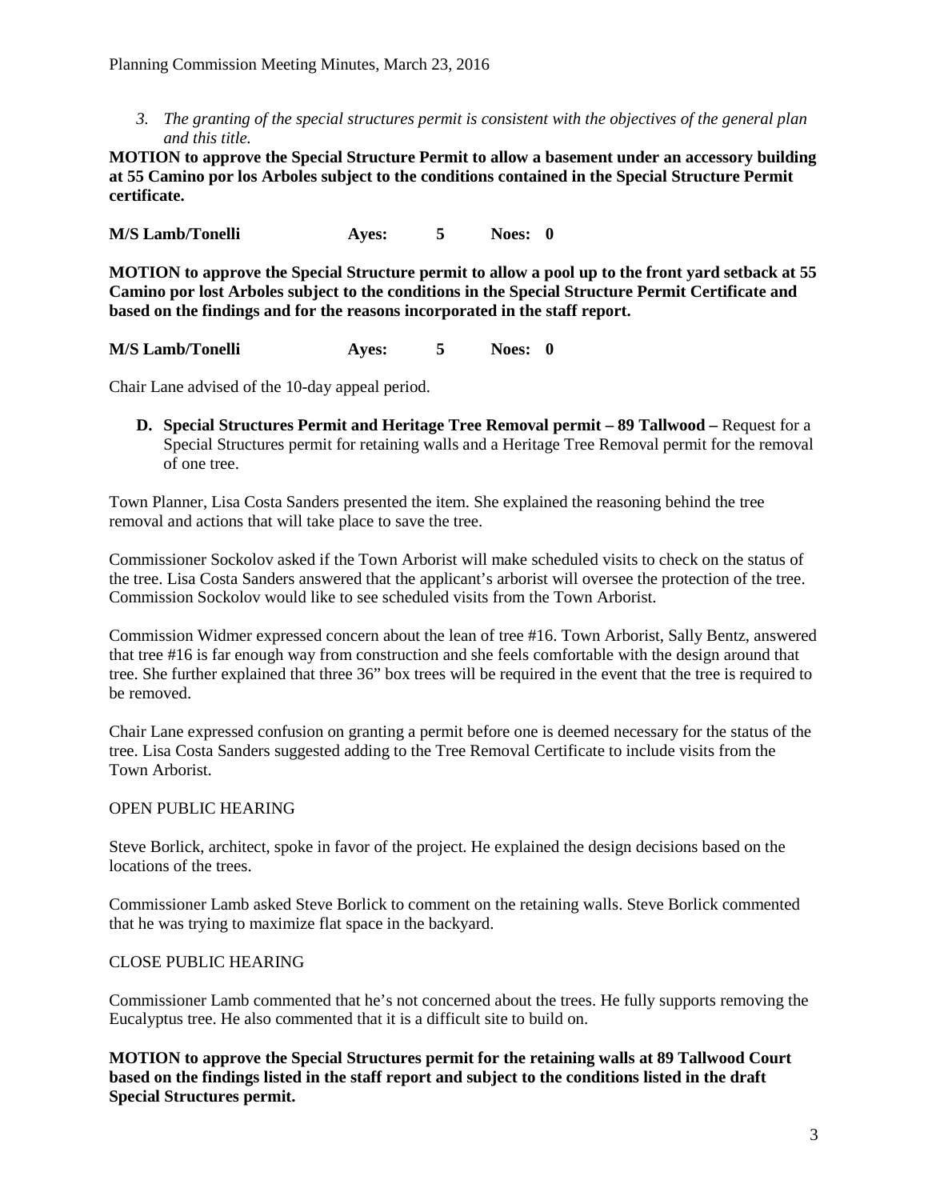3. *The granting of the special structures permit is consistent with the objectives of the general plan and this title.*

**MOTION to approve the Special Structure Permit to allow a basement under an accessory building at 55 Camino por los Arboles subject to the conditions contained in the Special Structure Permit certificate.**

**M/S Lamb/Tonelli Ayes: 5 Noes: 0**

**MOTION to approve the Special Structure permit to allow a pool up to the front yard setback at 55 Camino por lost Arboles subject to the conditions in the Special Structure Permit Certificate and based on the findings and for the reasons incorporated in the staff report.**

**M/S Lamb/Tonelli Ayes: 5 Noes: 0**

Chair Lane advised of the 10-day appeal period.

**D. Special Structures Permit and Heritage Tree Removal permit – 89 Tallwood –** Request for a Special Structures permit for retaining walls and a Heritage Tree Removal permit for the removal of one tree.

Town Planner, Lisa Costa Sanders presented the item. She explained the reasoning behind the tree removal and actions that will take place to save the tree.

Commissioner Sockolov asked if the Town Arborist will make scheduled visits to check on the status of the tree. Lisa Costa Sanders answered that the applicant's arborist will oversee the protection of the tree. Commission Sockolov would like to see scheduled visits from the Town Arborist.

Commission Widmer expressed concern about the lean of tree #16. Town Arborist, Sally Bentz, answered that tree #16 is far enough way from construction and she feels comfortable with the design around that tree. She further explained that three 36" box trees will be required in the event that the tree is required to be removed.

Chair Lane expressed confusion on granting a permit before one is deemed necessary for the status of the tree. Lisa Costa Sanders suggested adding to the Tree Removal Certificate to include visits from the Town Arborist.

OPEN PUBLIC HEARING

Steve Borlick, architect, spoke in favor of the project. He explained the design decisions based on the locations of the trees.

Commissioner Lamb asked Steve Borlick to comment on the retaining walls. Steve Borlick commented that he was trying to maximize flat space in the backyard.

CLOSE PUBLIC HEARING

Commissioner Lamb commented that he's not concerned about the trees. He fully supports removing the Eucalyptus tree. He also commented that it is a difficult site to build on.

**MOTION to approve the Special Structures permit for the retaining walls at 89 Tallwood Court based on the findings listed in the staff report and subject to the conditions listed in the draft Special Structures permit.**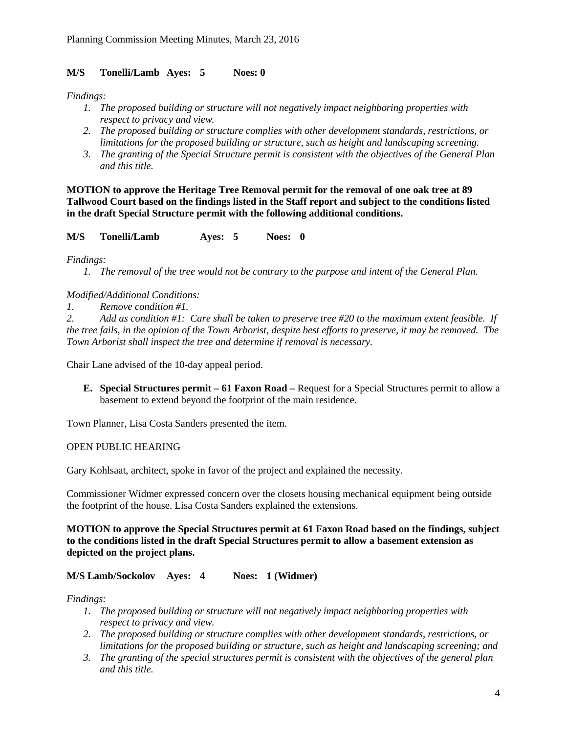**M/S Tonelli/Lamb Ayes: 5 Noes: 0**

*Findings:*

1. *The proposed building or structure will not negatively impact neighboring properties with respect to privacy and view.*
2. *The proposed building or structure complies with other development standards, restrictions, or limitations for the proposed building or structure, such as height and landscaping screening.*
3. *The granting of the Special Structure permit is consistent with the objectives of the General Plan and this title.*

**MOTION to approve the Heritage Tree Removal permit for the removal of one oak tree at 89 Tallwood Court based on the findings listed in the Staff report and subject to the conditions listed in the draft Special Structure permit with the following additional conditions.**

**M/S Tonelli/Lamb Ayes: 5 Noes: 0**

*Findings:*

1. *The removal of the tree would not be contrary to the purpose and intent of the General Plan.*

*Modified/Additional Conditions:*

*1. Remove condition #1.*

*2. Add as condition #1: Care shall be taken to preserve tree #20 to the maximum extent feasible. If the tree fails, in the opinion of the Town Arborist, despite best efforts to preserve, it may be removed. The Town Arborist shall inspect the tree and determine if removal is necessary.*

Chair Lane advised of the 10-day appeal period.

**E. Special Structures permit – 61 Faxon Road –** Request for a Special Structures permit to allow a basement to extend beyond the footprint of the main residence.

Town Planner, Lisa Costa Sanders presented the item.

OPEN PUBLIC HEARING

Gary Kohlsaat, architect, spoke in favor of the project and explained the necessity.

Commissioner Widmer expressed concern over the closets housing mechanical equipment being outside the footprint of the house. Lisa Costa Sanders explained the extensions.

**MOTION to approve the Special Structures permit at 61 Faxon Road based on the findings, subject to the conditions listed in the draft Special Structures permit to allow a basement extension as depicted on the project plans.**

**M/S Lamb/Sockolov Ayes: 4 Noes: 1 (Widmer)**

*Findings:*

1. *The proposed building or structure will not negatively impact neighboring properties with respect to privacy and view.*
2. *The proposed building or structure complies with other development standards, restrictions, or limitations for the proposed building or structure, such as height and landscaping screening; and*
3. *The granting of the special structures permit is consistent with the objectives of the general plan and this title.*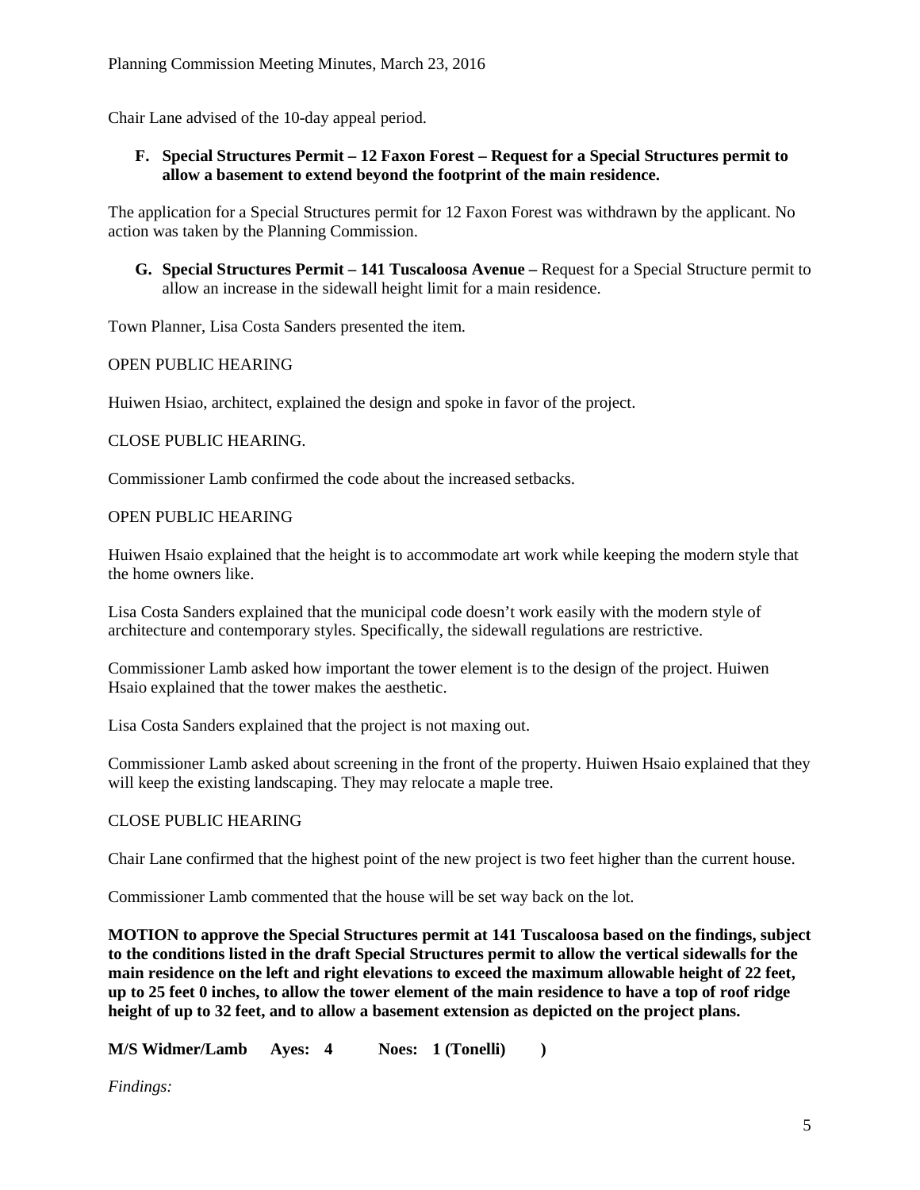Chair Lane advised of the 10-day appeal period.

**F. Special Structures Permit – 12 Faxon Forest – Request for a Special Structures permit to allow a basement to extend beyond the footprint of the main residence.**

The application for a Special Structures permit for 12 Faxon Forest was withdrawn by the applicant. No action was taken by the Planning Commission.

**G. Special Structures Permit – 141 Tuscaloosa Avenue –** Request for a Special Structure permit to allow an increase in the sidewall height limit for a main residence.

Town Planner, Lisa Costa Sanders presented the item.

OPEN PUBLIC HEARING

Huiwen Hsiao, architect, explained the design and spoke in favor of the project.

CLOSE PUBLIC HEARING.

Commissioner Lamb confirmed the code about the increased setbacks.

OPEN PUBLIC HEARING

Huiwen Hsaio explained that the height is to accommodate art work while keeping the modern style that the home owners like.

Lisa Costa Sanders explained that the municipal code doesn't work easily with the modern style of architecture and contemporary styles. Specifically, the sidewall regulations are restrictive.

Commissioner Lamb asked how important the tower element is to the design of the project. Huiwen Hsaio explained that the tower makes the aesthetic.

Lisa Costa Sanders explained that the project is not maxing out.

Commissioner Lamb asked about screening in the front of the property. Huiwen Hsaio explained that they will keep the existing landscaping. They may relocate a maple tree.

CLOSE PUBLIC HEARING

Chair Lane confirmed that the highest point of the new project is two feet higher than the current house.

Commissioner Lamb commented that the house will be set way back on the lot.

**MOTION to approve the Special Structures permit at 141 Tuscaloosa based on the findings, subject to the conditions listed in the draft Special Structures permit to allow the vertical sidewalls for the main residence on the left and right elevations to exceed the maximum allowable height of 22 feet, up to 25 feet 0 inches, to allow the tower element of the main residence to have a top of roof ridge height of up to 32 feet, and to allow a basement extension as depicted on the project plans.**

**M/S Widmer/Lamb Ayes: 4 Noes: 1 (Tonelli) )**

*Findings:*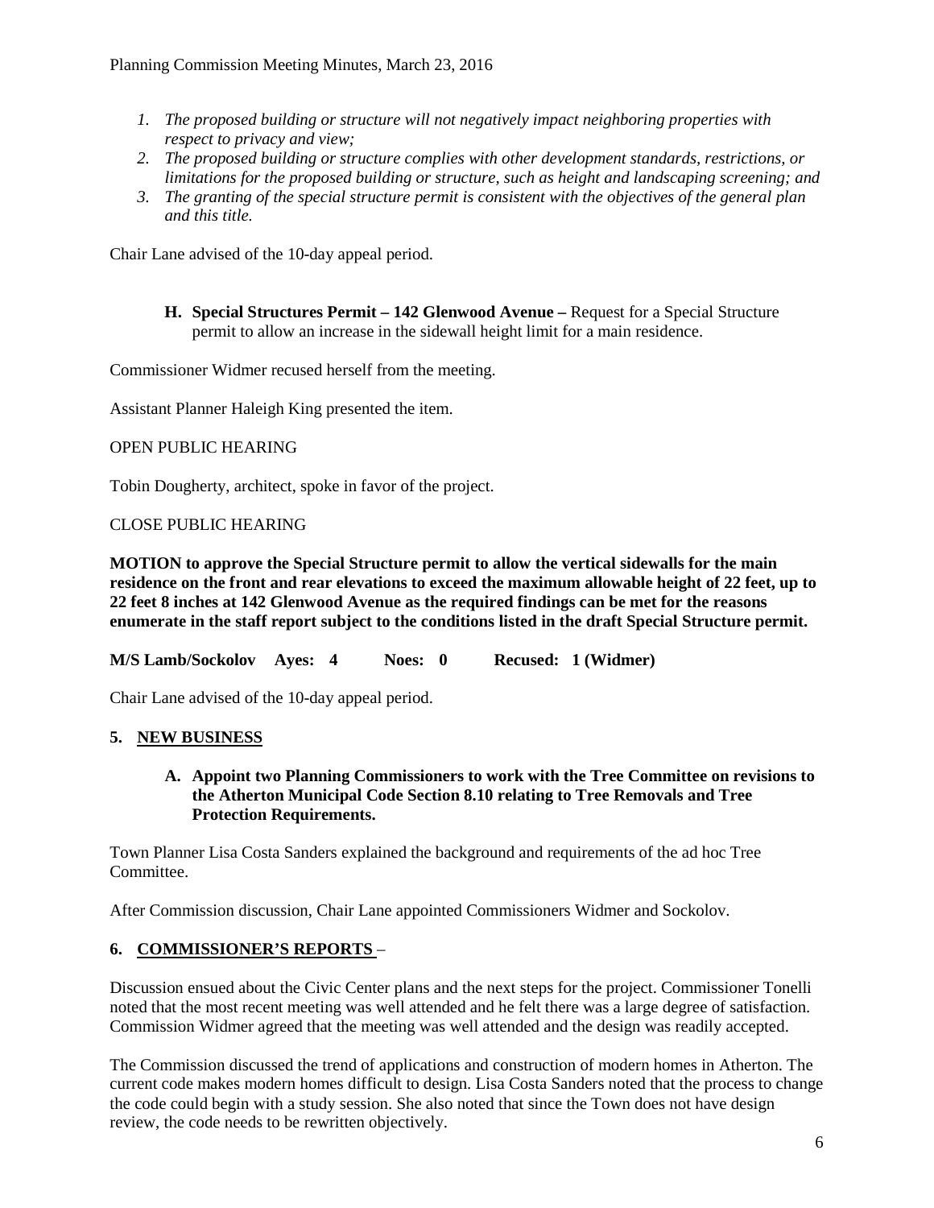1. *The proposed building or structure will not negatively impact neighboring properties with respect to privacy and view;*
2. *The proposed building or structure complies with other development standards, restrictions, or limitations for the proposed building or structure, such as height and landscaping screening; and*
3. *The granting of the special structure permit is consistent with the objectives of the general plan and this title.*

Chair Lane advised of the 10-day appeal period.

**H. Special Structures Permit – 142 Glenwood Avenue –** Request for a Special Structure permit to allow an increase in the sidewall height limit for a main residence.

Commissioner Widmer recused herself from the meeting.

Assistant Planner Haleigh King presented the item.

OPEN PUBLIC HEARING

Tobin Dougherty, architect, spoke in favor of the project.

CLOSE PUBLIC HEARING

**MOTION to approve the Special Structure permit to allow the vertical sidewalls for the main residence on the front and rear elevations to exceed the maximum allowable height of 22 feet, up to 22 feet 8 inches at 142 Glenwood Avenue as the required findings can be met for the reasons enumerate in the staff report subject to the conditions listed in the draft Special Structure permit.**

**M/S Lamb/Sockolov Ayes: 4 Noes: 0 Recused: 1 (Widmer)**

Chair Lane advised of the 10-day appeal period.

## 5. NEW BUSINESS

**A. Appoint two Planning Commissioners to work with the Tree Committee on revisions to the Atherton Municipal Code Section 8.10 relating to Tree Removals and Tree Protection Requirements.**

Town Planner Lisa Costa Sanders explained the background and requirements of the ad hoc Tree Committee.

After Commission discussion, Chair Lane appointed Commissioners Widmer and Sockolov.

## 6. COMMISSIONER'S REPORTS –

Discussion ensued about the Civic Center plans and the next steps for the project. Commissioner Tonelli noted that the most recent meeting was well attended and he felt there was a large degree of satisfaction. Commission Widmer agreed that the meeting was well attended and the design was readily accepted.

The Commission discussed the trend of applications and construction of modern homes in Atherton. The current code makes modern homes difficult to design. Lisa Costa Sanders noted that the process to change the code could begin with a study session. She also noted that since the Town does not have design review, the code needs to be rewritten objectively.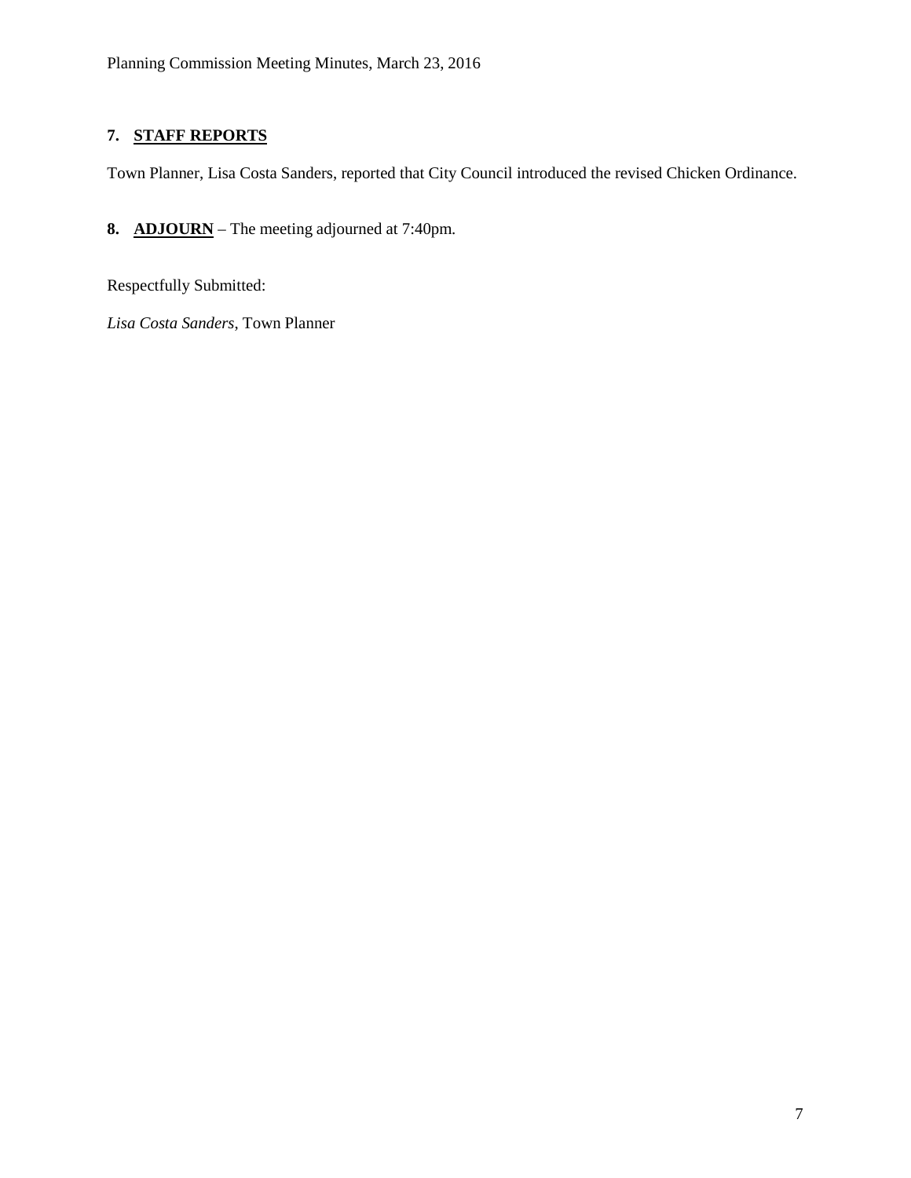## 7. <u>STAFF REPORTS</u>

Town Planner, Lisa Costa Sanders, reported that City Council introduced the revised Chicken Ordinance.

## 8. <u>ADJOURN</u> – The meeting adjourned at 7:40pm.

Respectfully Submitted:

*Lisa Costa Sanders*, Town Planner